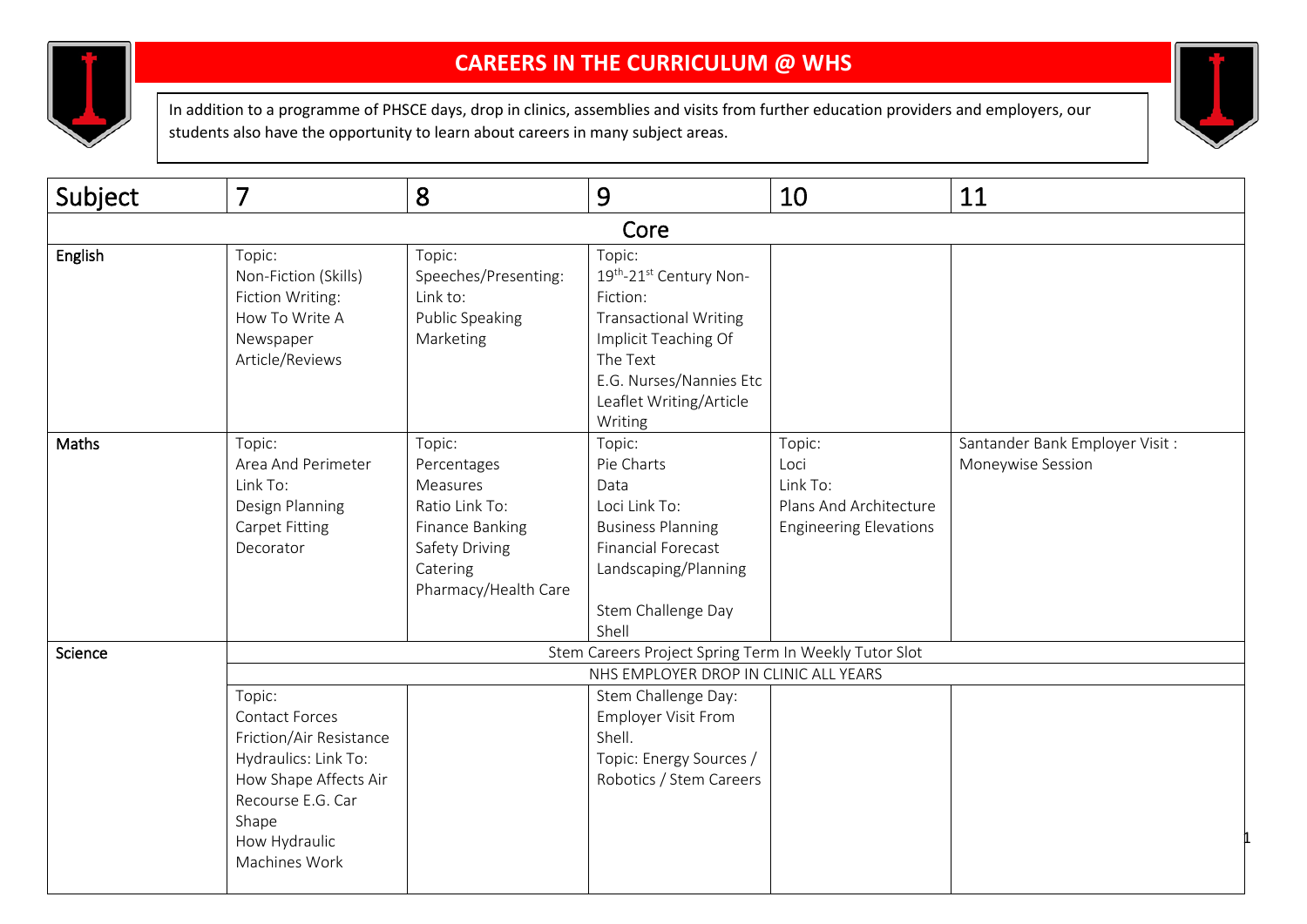# CAREERS IN THE CURRICULUM @ WHS

In addition to a programme of PHSCE days, drop in clinics, assemblies and visits from further education providers and employers, our students also have the opportunity to learn about careers in many subject areas.

| Subject | 7 | 8 | 9 | 10 | 11 |
|---|---|---|---|---|---|
| **Core** | | | | | |
| English | Topic:<br>Non-Fiction (Skills)<br>Fiction Writing:<br>How To Write A Newspaper Article/Reviews | Topic:<br>Speeches/Presenting:<br>Link to:<br>Public Speaking<br>Marketing | Topic:<br>19th-21st Century Non-Fiction:<br>Transactional Writing<br>Implicit Teaching Of The Text<br>E.G. Nurses/Nannies Etc<br>Leaflet Writing/Article Writing | | |
| Maths | Topic:<br>Area And Perimeter<br>Link To:<br>Design Planning<br>Carpet Fitting<br>Decorator | Topic:<br>Percentages<br>Measures<br>Ratio Link To:<br>Finance Banking<br>Safety Driving<br>Catering<br>Pharmacy/Health Care | Topic:<br>Pie Charts<br>Data<br>Loci Link To:<br>Business Planning<br>Financial Forecast<br>Landscaping/Planning<br><br>Stem Challenge Day Shell | Topic:<br>Loci<br>Link To:<br>Plans And Architecture<br>Engineering Elevations | Santander Bank Employer Visit : Moneywise Session |
| Science | Stem Careers Project Spring Term In Weekly Tutor Slot (all years) | | | | |
| | NHS EMPLOYER DROP IN CLINIC ALL YEARS | | | | |
| | Topic:<br>Contact Forces<br>Friction/Air Resistance<br>Hydraulics: Link To:<br>How Shape Affects Air Recourse E.G. Car Shape<br>How Hydraulic Machines Work | | Stem Challenge Day:<br>Employer Visit From Shell.<br>Topic: Energy Sources / Robotics / Stem Careers | | |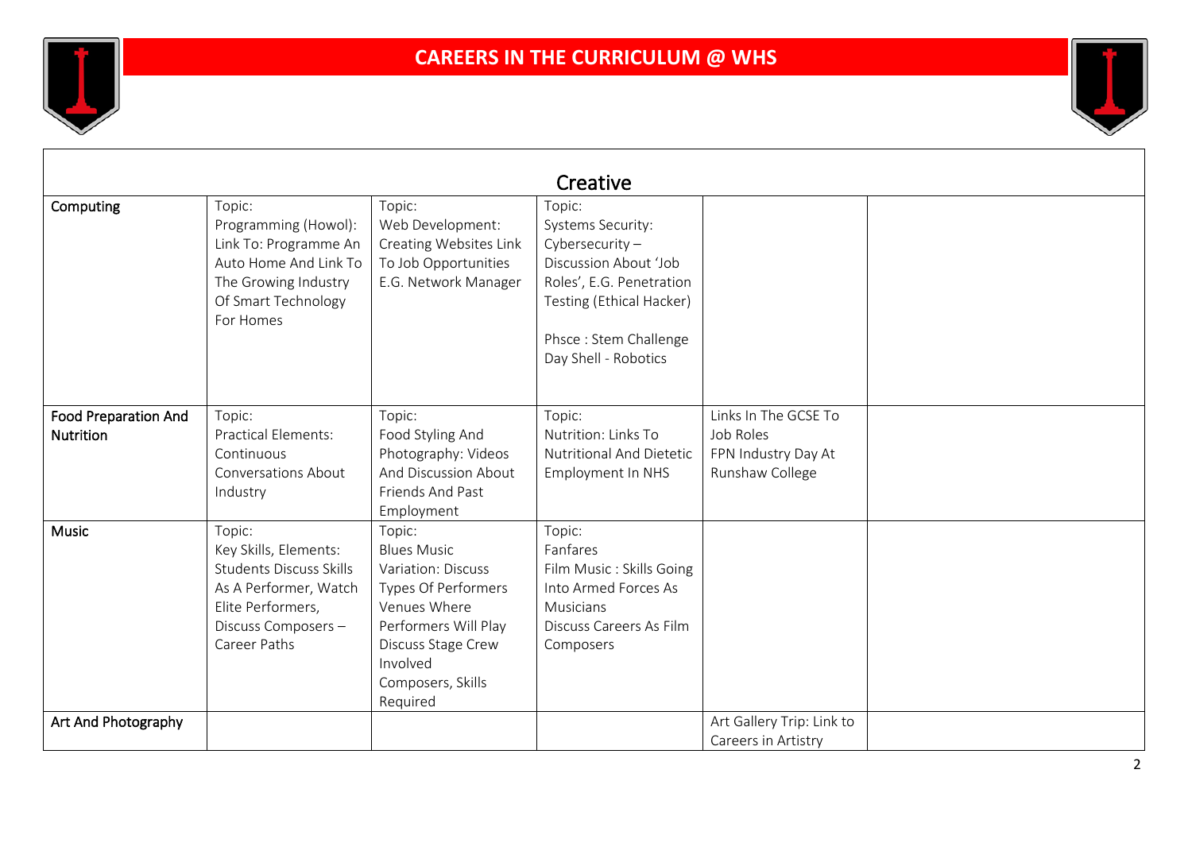# CAREERS IN THE CURRICULUM @ WHS

| Creative | | | | | |
|---|---|---|---|---|---|
| **Computing** | Topic: Programming (Howol): Link To: Programme An Auto Home And Link To The Growing Industry Of Smart Technology For Homes | Topic: Web Development: Creating Websites Link To Job Opportunities E.G. Network Manager | Topic: Systems Security: Cybersecurity – Discussion About 'Job Roles', E.G. Penetration Testing (Ethical Hacker)<br><br>Phsce : Stem Challenge Day Shell - Robotics | | |
| **Food Preparation And Nutrition** | Topic: Practical Elements: Continuous Conversations About Industry | Topic: Food Styling And Photography: Videos And Discussion About Friends And Past Employment | Topic: Nutrition: Links To Nutritional And Dietetic Employment In NHS | Links In The GCSE To Job Roles<br>FPN Industry Day At Runshaw College | |
| **Music** | Topic: Key Skills, Elements: Students Discuss Skills As A Performer, Watch Elite Performers, Discuss Composers – Career Paths | Topic: Blues Music Variation: Discuss Types Of Performers Venues Where Performers Will Play Discuss Stage Crew Involved Composers, Skills Required | Topic: Fanfares Film Music : Skills Going Into Armed Forces As Musicians Discuss Careers As Film Composers | | |
| **Art And Photography** | | | | Art Gallery Trip: Link to Careers in Artistry | |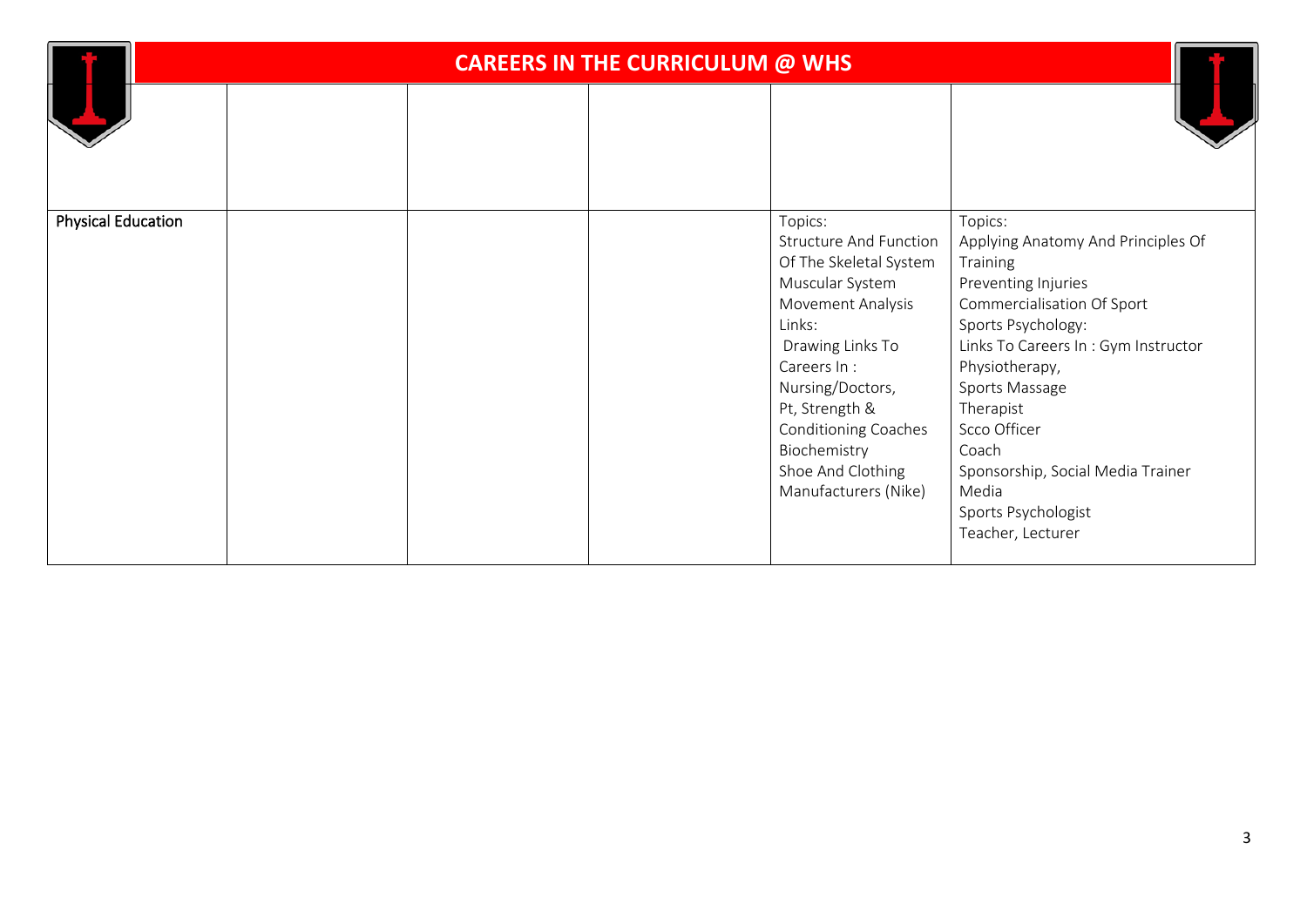# CAREERS IN THE CURRICULUM @ WHS

| | | | | | |
|---|---|---|---|---|---|
| **Physical Education** | | | | Topics:<br>Structure And Function Of The Skeletal System<br>Muscular System<br>Movement Analysis<br>Links:<br>Drawing Links To Careers In :<br>Nursing/Doctors,<br>Pt, Strength & Conditioning Coaches<br>Biochemistry<br>Shoe And Clothing Manufacturers (Nike) | Topics:<br>Applying Anatomy And Principles Of Training<br>Preventing Injuries<br>Commercialisation Of Sport<br>Sports Psychology:<br>Links To Careers In : Gym Instructor<br>Physiotherapy,<br>Sports Massage Therapist<br>Scco Officer<br>Coach<br>Sponsorship, Social Media Trainer<br>Media<br>Sports Psychologist<br>Teacher, Lecturer |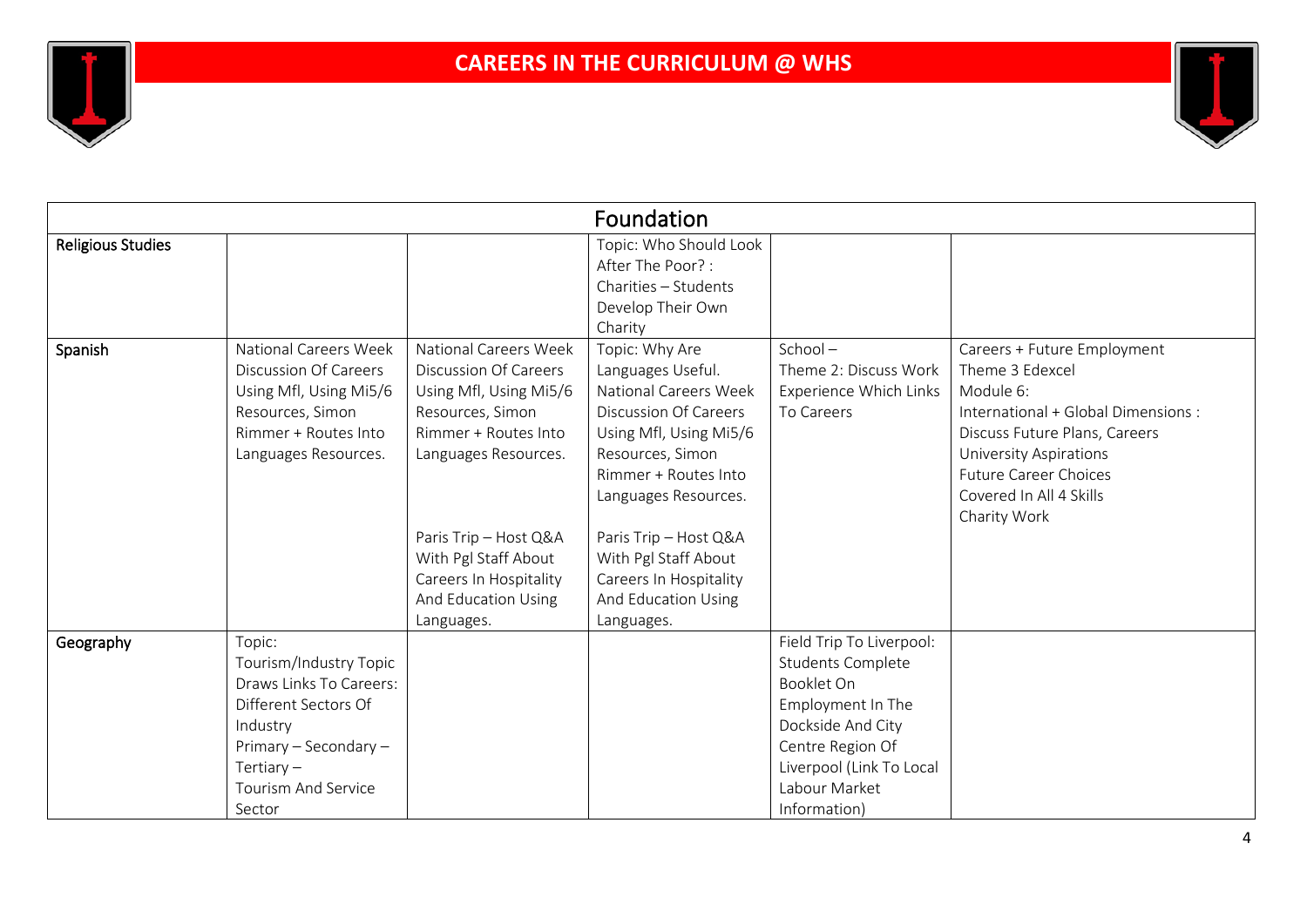# CAREERS IN THE CURRICULUM @ WHS

| Foundation | | | | | |
|---|---|---|---|---|---|
| **Religious Studies** | | | Topic: Who Should Look After The Poor? : Charities – Students Develop Their Own Charity | | |
| **Spanish** | National Careers Week Discussion Of Careers Using Mfl, Using Mi5/6 Resources, Simon Rimmer + Routes Into Languages Resources. | National Careers Week Discussion Of Careers Using Mfl, Using Mi5/6 Resources, Simon Rimmer + Routes Into Languages Resources.<br><br>Paris Trip – Host Q&A With Pgl Staff About Careers In Hospitality And Education Using Languages. | Topic: Why Are Languages Useful. National Careers Week Discussion Of Careers Using Mfl, Using Mi5/6 Resources, Simon Rimmer + Routes Into Languages Resources.<br><br>Paris Trip – Host Q&A With Pgl Staff About Careers In Hospitality And Education Using Languages. | School – Theme 2: Discuss Work Experience Which Links To Careers | Careers + Future Employment Theme 3 Edexcel Module 6: International + Global Dimensions : Discuss Future Plans, Careers University Aspirations Future Career Choices Covered In All 4 Skills Charity Work |
| **Geography** | Topic: Tourism/Industry Topic Draws Links To Careers: Different Sectors Of Industry Primary – Secondary – Tertiary – Tourism And Service Sector | | | Field Trip To Liverpool: Students Complete Booklet On Employment In The Dockside And City Centre Region Of Liverpool (Link To Local Labour Market Information) | |